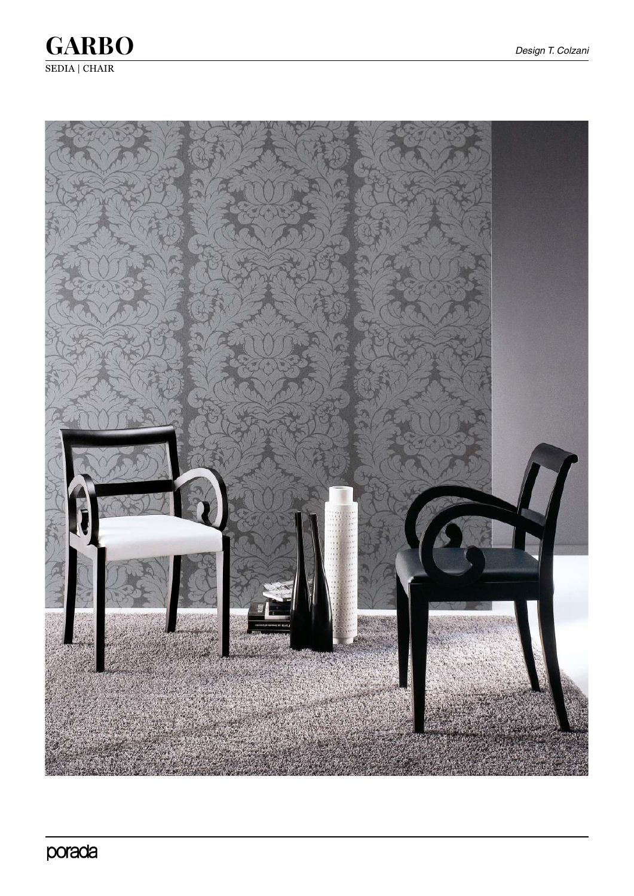# GARBO

SEDIA | CHAIR

*Design T. Colzani*

porada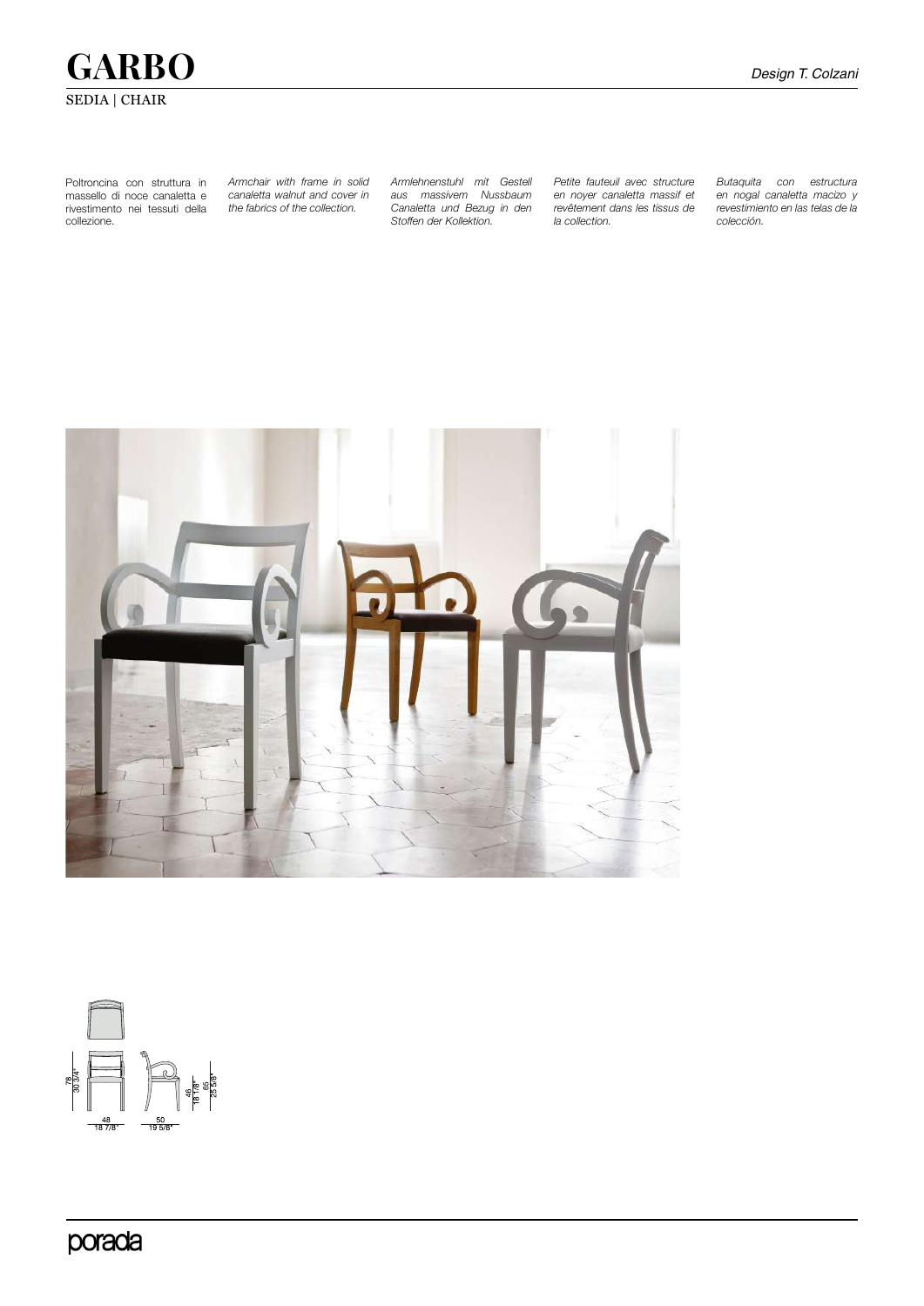# GARBO

SEDIA | CHAIR

*Design T. Colzani*

Poltroncina con struttura in massello di noce canaletta e rivestimento nei tessuti della collezione.

*Armchair with frame in solid canaletta walnut and cover in the fabrics of the collection.*

*Armlehnenstuhl mit Gestell aus massivem Nussbaum Canaletta und Bezug in den Stoffen der Kollektion.*

*Petite fauteuil avec structure en noyer canaletta massif et revêtement dans les tissus de la collection.*

*Butaquita con estructura en nogal canaletta macizo y revestimiento en las telas de la colección.*

78
30 3/4"

48
18 7/8"

50
19 5/8"

46
18 1/8"

65
25 5/8"

porada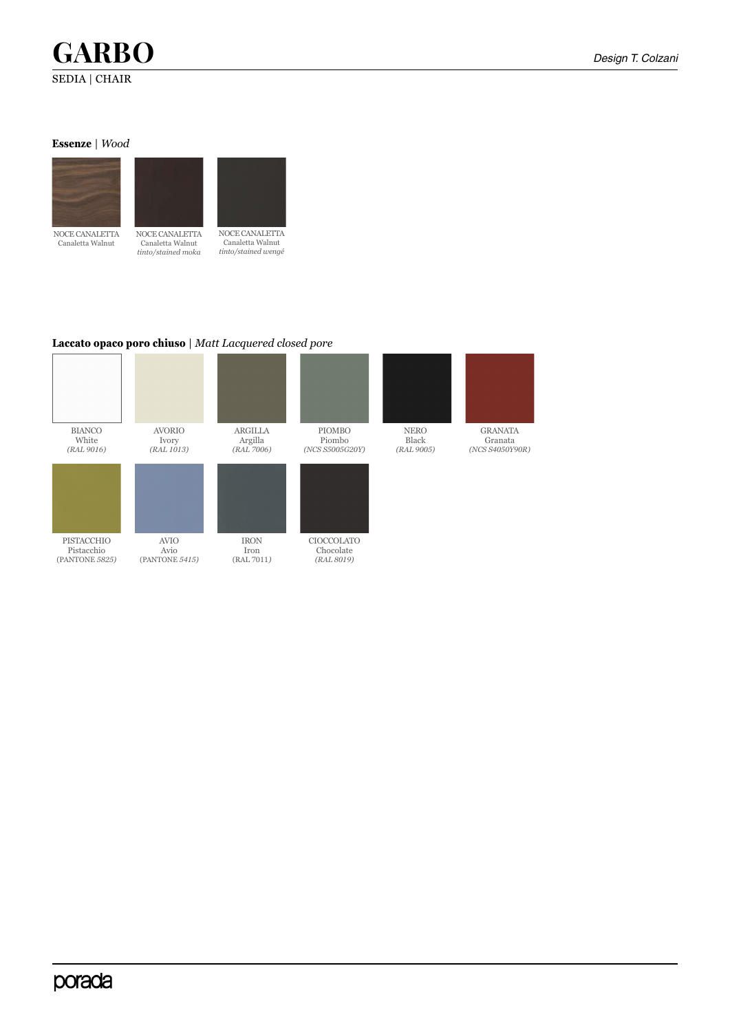# GARBO

SEDIA | CHAIR

*Design T. Colzani*

**Essenze** | *Wood*

NOCE CANALETTA
Canaletta Walnut

NOCE CANALETTA
Canaletta Walnut
*tinto/stained moka*

NOCE CANALETTA
Canaletta Walnut
*tinto/stained wengé*

**Laccato opaco poro chiuso** | *Matt Lacquered closed pore*

BIANCO
White
*(RAL 9016)*

AVORIO
Ivory
*(RAL 1013)*

ARGILLA
Argilla
*(RAL 7006)*

PIOMBO
Piombo
*(NCS S5005G20Y)*

NERO
Black
*(RAL 9005)*

GRANATA
Granata
*(NCS S4050Y90R)*

PISTACCHIO
Pistacchio
(PANTONE *5825)*

AVIO
Avio
(PANTONE *5415)*

IRON
Iron
(RAL 7011*)*

CIOCCOLATO
Chocolate
*(RAL 8019)*

porada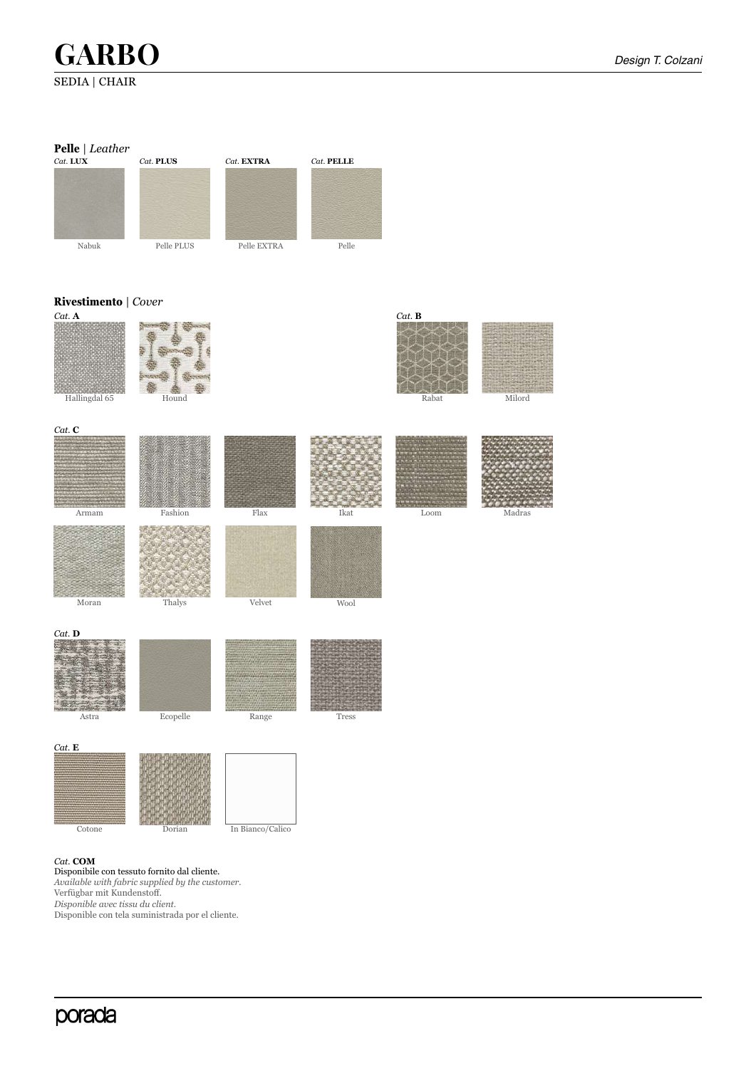# GARBO

SEDIA | CHAIR

*Design T. Colzani*

**Pelle** | *Leather*

*Cat.* **LUX**

Nabuk

*Cat.* **PLUS**

Pelle PLUS

*Cat.* **EXTRA**

Pelle EXTRA

*Cat.* **PELLE**

Pelle

**Rivestimento** | *Cover*

*Cat.* **A**

Hallingdal 65

Hound

*Cat.* **B**

Rabat

Milord

*Cat.* **C**

Armam

Fashion

Flax

Ikat

Loom

Madras

Moran

Thalys

Velvet

Wool

*Cat.* **D**

Astra

Ecopelle

Range

Tress

*Cat.* **E**

Cotone

Dorian

In Bianco/Calico

*Cat.* **COM**

Disponibile con tessuto fornito dal cliente.
*Available with fabric supplied by the customer.*
Verfügbar mit Kundenstoff.
*Disponible avec tissu du client.*
Disponible con tela suministrada por el cliente.

porada